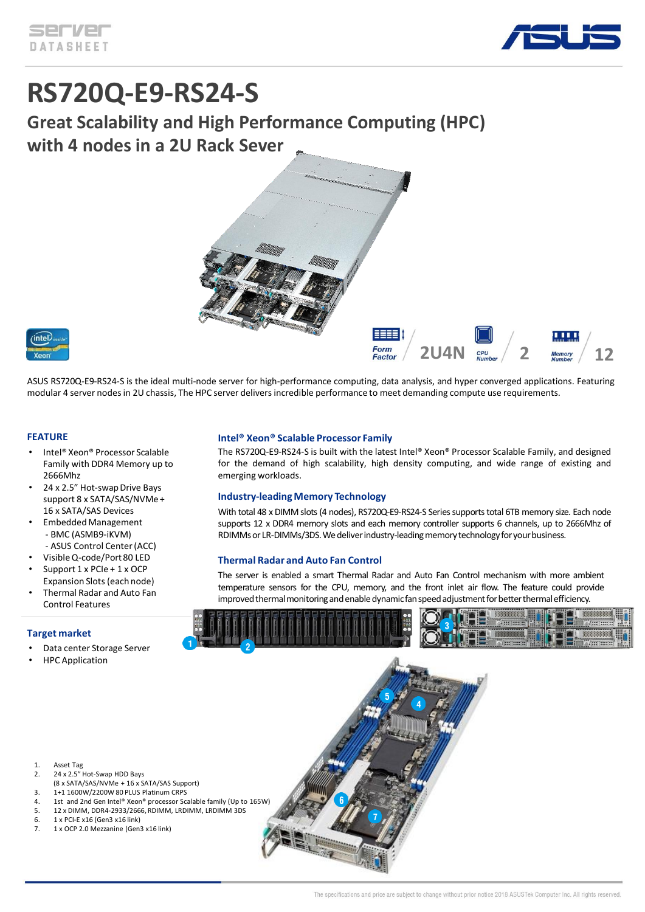server DATASHEET

# RS720Q-E9-RS24-S

## Great Scalability and High Performance Computing (HPC) with 4 nodes in a 2U Rack Sever

Form Factor 2U4N | CPU Number 2 | Memory Number 12

ASUS RS720Q-E9-RS24-S is the ideal multi-node server for high-performance computing, data analysis, and hyper converged applications. Featuring modular 4 server nodes in 2U chassis, The HPC server delivers incredible performance to meet demanding compute use requirements.

### FEATURE

- Intel® Xeon® Processor Scalable Family with DDR4 Memory up to 2666Mhz
- 24 x 2.5" Hot-swap Drive Bays support 8 x SATA/SAS/NVMe + 16 x SATA/SAS Devices
- Embedded Management
  - BMC (ASMB9-iKVM)
  - ASUS Control Center (ACC)
- Visible Q-code/Port 80 LED
- Support 1 x PCIe + 1 x OCP Expansion Slots (each node)
- Thermal Radar and Auto Fan Control Features

### Target market

- Data center Storage Server
- HPC Application

### Intel® Xeon® Scalable Processor Family

The RS720Q-E9-RS24-S is built with the latest Intel® Xeon® Processor Scalable Family, and designed for the demand of high scalability, high density computing, and wide range of existing and emerging workloads.

### Industry-leading Memory Technology

With total 48 x DIMM slots (4 nodes), RS720Q-E9-RS24-S Series supports total 6TB memory size. Each node supports 12 x DDR4 memory slots and each memory controller supports 6 channels, up to 2666Mhz of RDIMMs or LR-DIMMs/3DS. We deliver industry-leading memory technology for your business.

### Thermal Radar and Auto Fan Control

The server is enabled a smart Thermal Radar and Auto Fan Control mechanism with more ambient temperature sensors for the CPU, memory, and the front inlet air flow. The feature could provide improved thermal monitoring and enable dynamic fan speed adjustment for better thermal efficiency.

1. Asset Tag
2. 24 x 2.5" Hot-Swap HDD Bays (8 x SATA/SAS/NVMe + 16 x SATA/SAS Support)
3. 1+1 1600W/2200W 80 PLUS Platinum CRPS
4. 1st and 2nd Gen Intel® Xeon® processor Scalable family (Up to 165W)
5. 12 x DIMM, DDR4-2933/2666, RDIMM, LRDIMM, LRDIMM 3DS
6. 1 x PCI-E x16 (Gen3 x16 link)
7. 1 x OCP 2.0 Mezzanine (Gen3 x16 link)

The specifications and price are subject to change without prior notice 2018 ASUSTek Computer Inc. All rights reserved.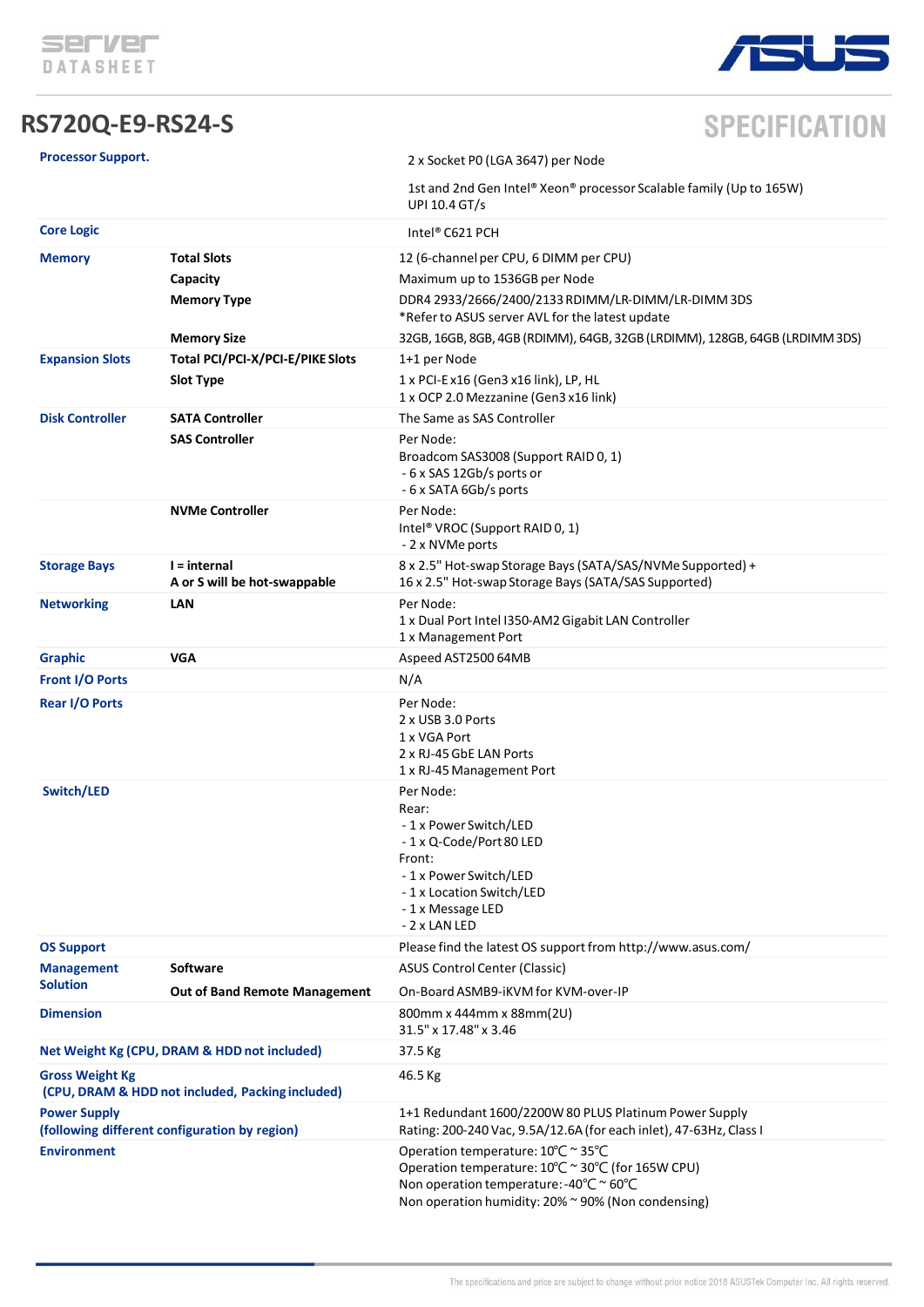# RS720Q-E9-RS24-S

## SPECIFICATION

| | | |
|---|---|---|
| **Processor Support.** | | 2 x Socket P0 (LGA 3647) per Node<br>1st and 2nd Gen Intel® Xeon® processor Scalable family (Up to 165W)<br>UPI 10.4 GT/s |
| **Core Logic** | | Intel® C621 PCH |
| **Memory** | **Total Slots** | 12 (6-channel per CPU, 6 DIMM per CPU) |
| | **Capacity** | Maximum up to 1536GB per Node |
| | **Memory Type** | DDR4 2933/2666/2400/2133 RDIMM/LR-DIMM/LR-DIMM 3DS<br>*Refer to ASUS server AVL for the latest update |
| | **Memory Size** | 32GB, 16GB, 8GB, 4GB (RDIMM), 64GB, 32GB (LRDIMM), 128GB, 64GB (LRDIMM 3DS) |
| **Expansion Slots** | **Total PCI/PCI-X/PCI-E/PIKE Slots** | 1+1 per Node |
| | **Slot Type** | 1 x PCI-E x16 (Gen3 x16 link), LP, HL<br>1 x OCP 2.0 Mezzanine (Gen3 x16 link) |
| **Disk Controller** | **SATA Controller** | The Same as SAS Controller |
| | **SAS Controller** | Per Node:<br>Broadcom SAS3008 (Support RAID 0, 1)<br>- 6 x SAS 12Gb/s ports or<br>- 6 x SATA 6Gb/s ports |
| | **NVMe Controller** | Per Node:<br>Intel® VROC (Support RAID 0, 1)<br>- 2 x NVMe ports |
| **Storage Bays** | **I = internal**<br>**A or S will be hot-swappable** | 8 x 2.5" Hot-swap Storage Bays (SATA/SAS/NVMe Supported) +<br>16 x 2.5" Hot-swap Storage Bays (SATA/SAS Supported) |
| **Networking** | **LAN** | Per Node:<br>1 x Dual Port Intel I350-AM2 Gigabit LAN Controller<br>1 x Management Port |
| **Graphic** | **VGA** | Aspeed AST2500 64MB |
| **Front I/O Ports** | | N/A |
| **Rear I/O Ports** | | Per Node:<br>2 x USB 3.0 Ports<br>1 x VGA Port<br>2 x RJ-45 GbE LAN Ports<br>1 x RJ-45 Management Port |
| **Switch/LED** | | Per Node:<br>Rear:<br>- 1 x Power Switch/LED<br>- 1 x Q-Code/Port 80 LED<br>Front:<br>- 1 x Power Switch/LED<br>- 1 x Location Switch/LED<br>- 1 x Message LED<br>- 2 x LAN LED |
| **OS Support** | | Please find the latest OS support from http://www.asus.com/ |
| **Management Solution** | **Software** | ASUS Control Center (Classic) |
| | **Out of Band Remote Management** | On-Board ASMB9-iKVM for KVM-over-IP |
| **Dimension** | | 800mm x 444mm x 88mm(2U)<br>31.5" x 17.48" x 3.46 |
| **Net Weight Kg (CPU, DRAM & HDD not included)** | | 37.5 Kg |
| **Gross Weight Kg (CPU, DRAM & HDD not included, Packing included)** | | 46.5 Kg |
| **Power Supply (following different configuration by region)** | | 1+1 Redundant 1600/2200W 80 PLUS Platinum Power Supply<br>Rating: 200-240 Vac, 9.5A/12.6A (for each inlet), 47-63Hz, Class I |
| **Environment** | | Operation temperature: 10℃ ~ 35℃<br>Operation temperature: 10℃ ~ 30℃ (for 165W CPU)<br>Non operation temperature: -40℃ ~ 60℃<br>Non operation humidity: 20% ~ 90% (Non condensing) |

The specifications and price are subject to change without prior notice 2018 ASUSTek Computer Inc. All rights reserved.